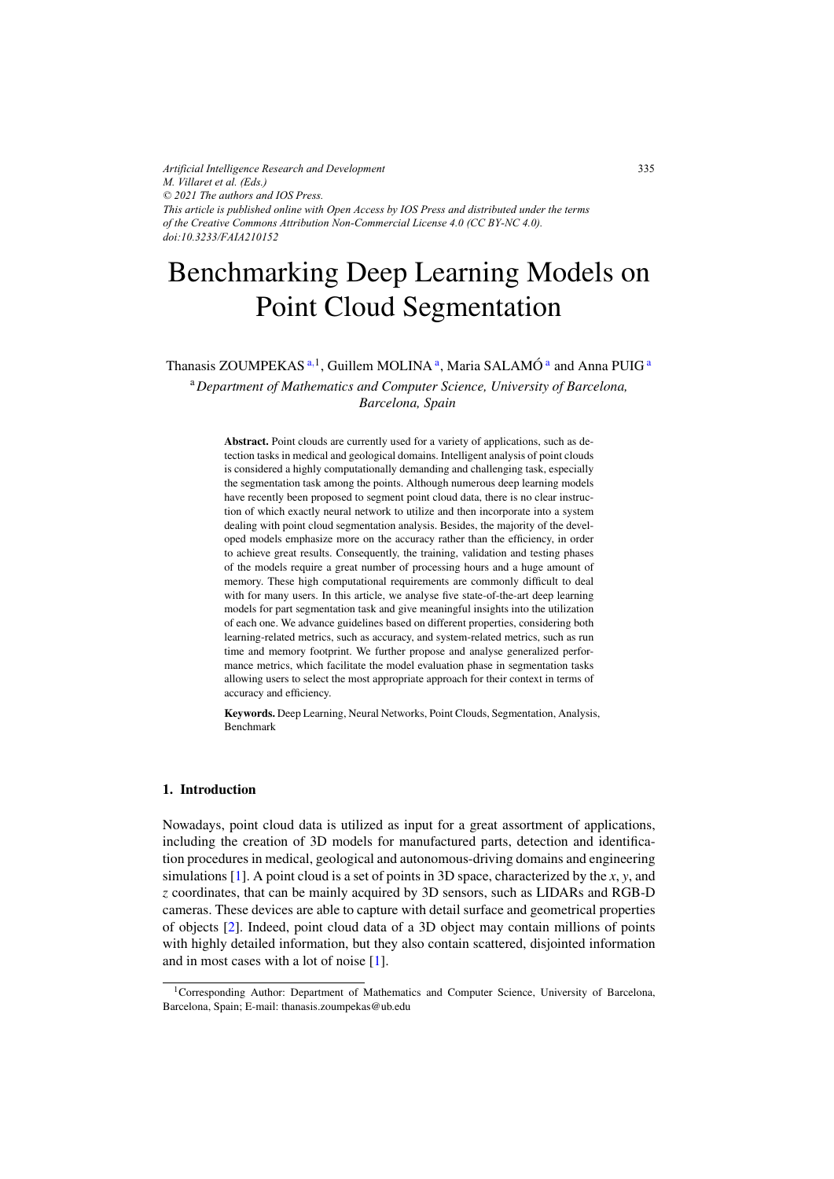*Artificial Intelligence Research and Development*
*M. Villaret et al. (Eds.)*
*© 2021 The authors and IOS Press.*
*This article is published online with Open Access by IOS Press and distributed under the terms of the Creative Commons Attribution Non-Commercial License 4.0 (CC BY-NC 4.0).*
*doi:10.3233/FAIA210152*

# Benchmarking Deep Learning Models on Point Cloud Segmentation

Thanasis ZOUMPEKAS [a,1], Guillem MOLINA [a], Maria SALAMÓ [a] and Anna PUIG [a]

[a] *Department of Mathematics and Computer Science, University of Barcelona, Barcelona, Spain*

**Abstract.** Point clouds are currently used for a variety of applications, such as detection tasks in medical and geological domains. Intelligent analysis of point clouds is considered a highly computationally demanding and challenging task, especially the segmentation task among the points. Although numerous deep learning models have recently been proposed to segment point cloud data, there is no clear instruction of which exactly neural network to utilize and then incorporate into a system dealing with point cloud segmentation analysis. Besides, the majority of the developed models emphasize more on the accuracy rather than the efficiency, in order to achieve great results. Consequently, the training, validation and testing phases of the models require a great number of processing hours and a huge amount of memory. These high computational requirements are commonly difficult to deal with for many users. In this article, we analyse five state-of-the-art deep learning models for part segmentation task and give meaningful insights into the utilization of each one. We advance guidelines based on different properties, considering both learning-related metrics, such as accuracy, and system-related metrics, such as run time and memory footprint. We further propose and analyse generalized performance metrics, which facilitate the model evaluation phase in segmentation tasks allowing users to select the most appropriate approach for their context in terms of accuracy and efficiency.

**Keywords.** Deep Learning, Neural Networks, Point Clouds, Segmentation, Analysis, Benchmark

## 1. Introduction

Nowadays, point cloud data is utilized as input for a great assortment of applications, including the creation of 3D models for manufactured parts, detection and identification procedures in medical, geological and autonomous-driving domains and engineering simulations [1]. A point cloud is a set of points in 3D space, characterized by the $x$, $y$, and $z$ coordinates, that can be mainly acquired by 3D sensors, such as LIDARs and RGB-D cameras. These devices are able to capture with detail surface and geometrical properties of objects [2]. Indeed, point cloud data of a 3D object may contain millions of points with highly detailed information, but they also contain scattered, disjointed information and in most cases with a lot of noise [1].

[1] Corresponding Author: Department of Mathematics and Computer Science, University of Barcelona, Barcelona, Spain; E-mail: thanasis.zoumpekas@ub.edu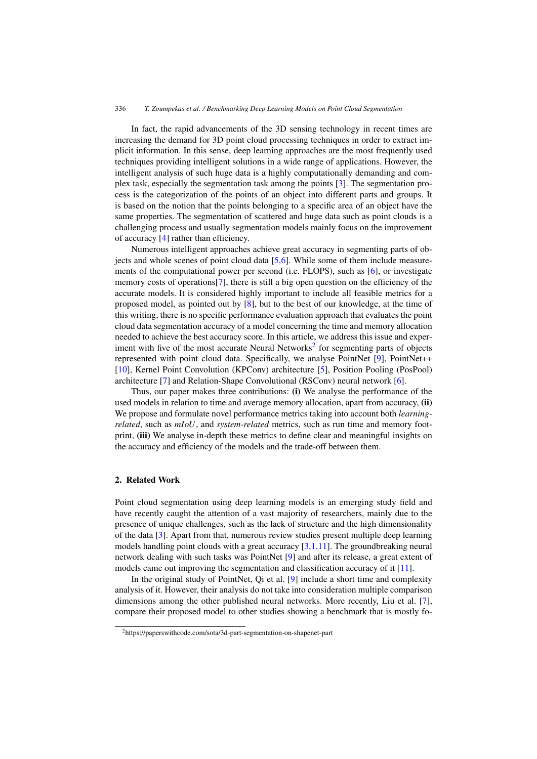In fact, the rapid advancements of the 3D sensing technology in recent times are increasing the demand for 3D point cloud processing techniques in order to extract implicit information. In this sense, deep learning approaches are the most frequently used techniques providing intelligent solutions in a wide range of applications. However, the intelligent analysis of such huge data is a highly computationally demanding and complex task, especially the segmentation task among the points [3]. The segmentation process is the categorization of the points of an object into different parts and groups. It is based on the notion that the points belonging to a specific area of an object have the same properties. The segmentation of scattered and huge data such as point clouds is a challenging process and usually segmentation models mainly focus on the improvement of accuracy [4] rather than efficiency.

Numerous intelligent approaches achieve great accuracy in segmenting parts of objects and whole scenes of point cloud data [5,6]. While some of them include measurements of the computational power per second (i.e. FLOPS), such as [6], or investigate memory costs of operations[7], there is still a big open question on the efficiency of the accurate models. It is considered highly important to include all feasible metrics for a proposed model, as pointed out by [8], but to the best of our knowledge, at the time of this writing, there is no specific performance evaluation approach that evaluates the point cloud data segmentation accuracy of a model concerning the time and memory allocation needed to achieve the best accuracy score. In this article, we address this issue and experiment with five of the most accurate Neural Networks[2] for segmenting parts of objects represented with point cloud data. Specifically, we analyse PointNet [9], PointNet++ [10], Kernel Point Convolution (KPConv) architecture [5], Position Pooling (PosPool) architecture [7] and Relation-Shape Convolutional (RSConv) neural network [6].

Thus, our paper makes three contributions: **(i)** We analyse the performance of the used models in relation to time and average memory allocation, apart from accuracy, **(ii)** We propose and formulate novel performance metrics taking into account both *learning-related*, such as $mIoU$, and *system-related* metrics, such as run time and memory footprint, **(iii)** We analyse in-depth these metrics to define clear and meaningful insights on the accuracy and efficiency of the models and the trade-off between them.

## 2. Related Work

Point cloud segmentation using deep learning models is an emerging study field and have recently caught the attention of a vast majority of researchers, mainly due to the presence of unique challenges, such as the lack of structure and the high dimensionality of the data [3]. Apart from that, numerous review studies present multiple deep learning models handling point clouds with a great accuracy [3,1,11]. The groundbreaking neural network dealing with such tasks was PointNet [9] and after its release, a great extent of models came out improving the segmentation and classification accuracy of it [11].

In the original study of PointNet, Qi et al. [9] include a short time and complexity analysis of it. However, their analysis do not take into consideration multiple comparison dimensions among the other published neural networks. More recently, Liu et al. [7], compare their proposed model to other studies showing a benchmark that is mostly fo-

[2] https://paperswithcode.com/sota/3d-part-segmentation-on-shapenet-part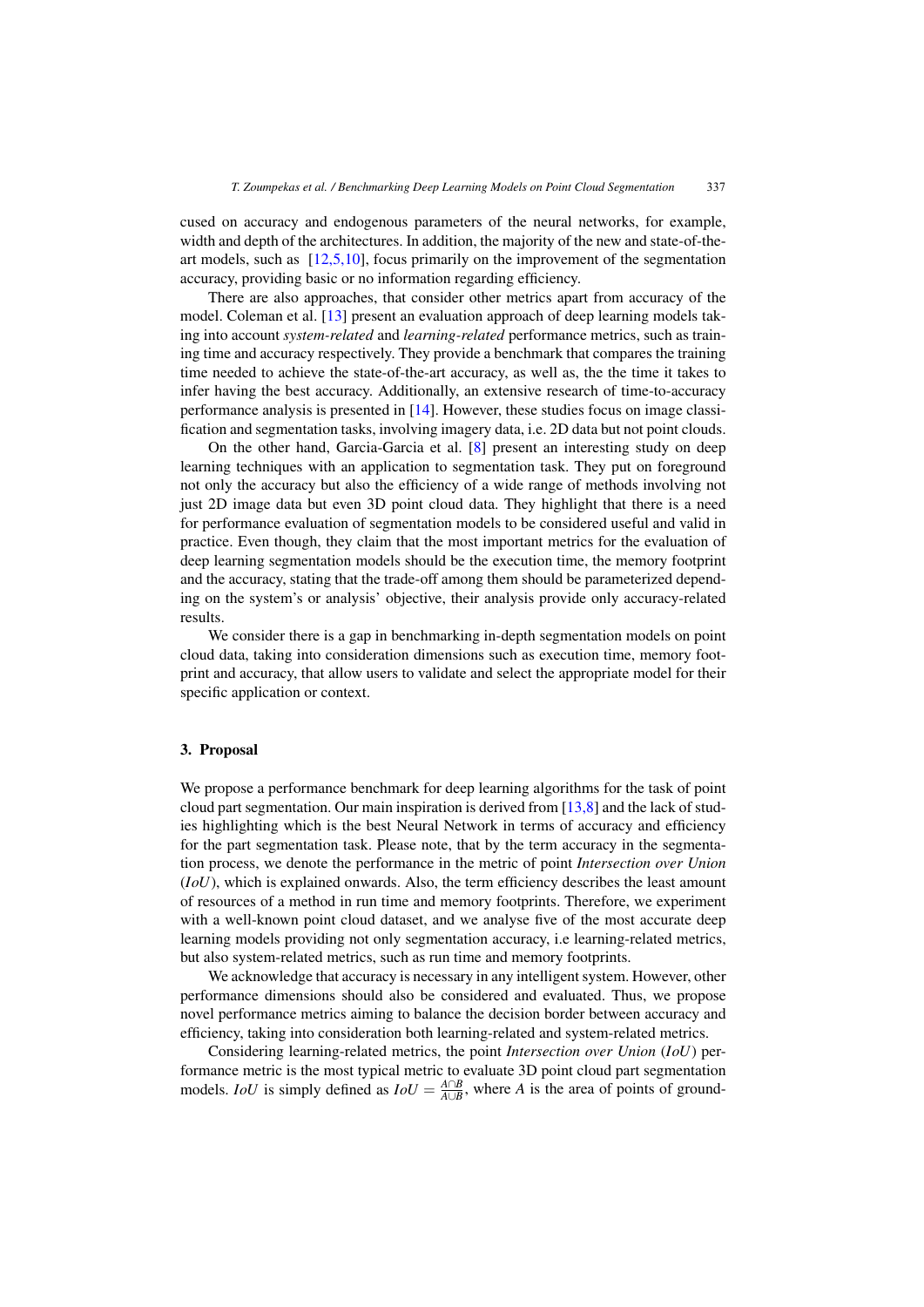cused on accuracy and endogenous parameters of the neural networks, for example, width and depth of the architectures. In addition, the majority of the new and state-of-the-art models, such as [12,5,10], focus primarily on the improvement of the segmentation accuracy, providing basic or no information regarding efficiency.

There are also approaches, that consider other metrics apart from accuracy of the model. Coleman et al. [13] present an evaluation approach of deep learning models taking into account *system-related* and *learning-related* performance metrics, such as training time and accuracy respectively. They provide a benchmark that compares the training time needed to achieve the state-of-the-art accuracy, as well as, the the time it takes to infer having the best accuracy. Additionally, an extensive research of time-to-accuracy performance analysis is presented in [14]. However, these studies focus on image classification and segmentation tasks, involving imagery data, i.e. 2D data but not point clouds.

On the other hand, Garcia-Garcia et al. [8] present an interesting study on deep learning techniques with an application to segmentation task. They put on foreground not only the accuracy but also the efficiency of a wide range of methods involving not just 2D image data but even 3D point cloud data. They highlight that there is a need for performance evaluation of segmentation models to be considered useful and valid in practice. Even though, they claim that the most important metrics for the evaluation of deep learning segmentation models should be the execution time, the memory footprint and the accuracy, stating that the trade-off among them should be parameterized depending on the system's or analysis' objective, their analysis provide only accuracy-related results.

We consider there is a gap in benchmarking in-depth segmentation models on point cloud data, taking into consideration dimensions such as execution time, memory footprint and accuracy, that allow users to validate and select the appropriate model for their specific application or context.

## 3. Proposal

We propose a performance benchmark for deep learning algorithms for the task of point cloud part segmentation. Our main inspiration is derived from [13,8] and the lack of studies highlighting which is the best Neural Network in terms of accuracy and efficiency for the part segmentation task. Please note, that by the term accuracy in the segmentation process, we denote the performance in the metric of point *Intersection over Union* ($IoU$), which is explained onwards. Also, the term efficiency describes the least amount of resources of a method in run time and memory footprints. Therefore, we experiment with a well-known point cloud dataset, and we analyse five of the most accurate deep learning models providing not only segmentation accuracy, i.e learning-related metrics, but also system-related metrics, such as run time and memory footprints.

We acknowledge that accuracy is necessary in any intelligent system. However, other performance dimensions should also be considered and evaluated. Thus, we propose novel performance metrics aiming to balance the decision border between accuracy and efficiency, taking into consideration both learning-related and system-related metrics.

Considering learning-related metrics, the point *Intersection over Union* ($IoU$) performance metric is the most typical metric to evaluate 3D point cloud part segmentation models. $IoU$ is simply defined as $IoU = \frac{A \cap B}{A \cup B}$, where $A$ is the area of points of ground-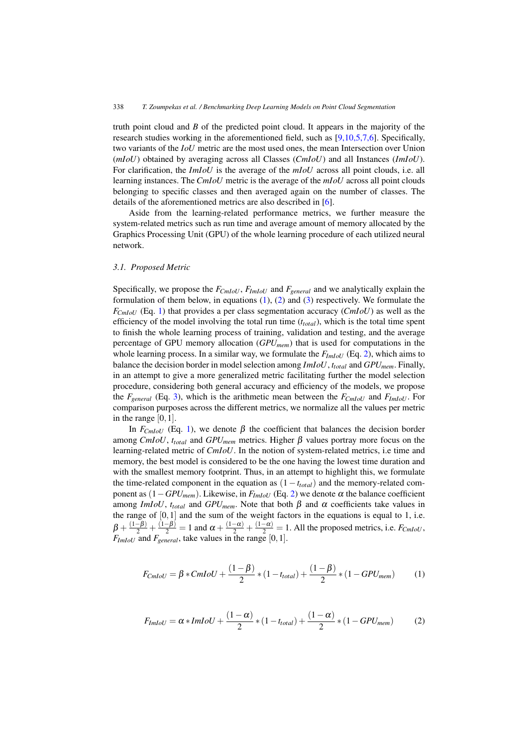truth point cloud and $B$ of the predicted point cloud. It appears in the majority of the research studies working in the aforementioned field, such as [9,10,5,7,6]. Specifically, two variants of the $IoU$ metric are the most used ones, the mean Intersection over Union ($mIoU$) obtained by averaging across all Classes ($CmIoU$) and all Instances ($ImIoU$). For clarification, the $ImIoU$ is the average of the $mIoU$ across all point clouds, i.e. all learning instances. The $CmIoU$ metric is the average of the $mIoU$ across all point clouds belonging to specific classes and then averaged again on the number of classes. The details of the aforementioned metrics are also described in [6].

Aside from the learning-related performance metrics, we further measure the system-related metrics such as run time and average amount of memory allocated by the Graphics Processing Unit (GPU) of the whole learning procedure of each utilized neural network.

### 3.1. Proposed Metric

Specifically, we propose the $F_{CmIoU}$, $F_{ImIoU}$ and $F_{general}$ and we analytically explain the formulation of them below, in equations (1), (2) and (3) respectively. We formulate the $F_{CmIoU}$ (Eq. 1) that provides a per class segmentation accuracy ($CmIoU$) as well as the efficiency of the model involving the total run time ($t_{total}$), which is the total time spent to finish the whole learning process of training, validation and testing, and the average percentage of GPU memory allocation ($GPU_{mem}$) that is used for computations in the whole learning process. In a similar way, we formulate the $F_{ImIoU}$ (Eq. 2), which aims to balance the decision border in model selection among $ImIoU$, $t_{total}$ and $GPU_{mem}$. Finally, in an attempt to give a more generalized metric facilitating further the model selection procedure, considering both general accuracy and efficiency of the models, we propose the $F_{general}$ (Eq. 3), which is the arithmetic mean between the $F_{CmIoU}$ and $F_{ImIoU}$. For comparison purposes across the different metrics, we normalize all the values per metric in the range $[0,1]$.

In $F_{CmIoU}$ (Eq. 1), we denote $\beta$ the coefficient that balances the decision border among $CmIoU$, $t_{total}$ and $GPU_{mem}$ metrics. Higher $\beta$ values portray more focus on the learning-related metric of $CmIoU$. In the notion of system-related metrics, i.e time and memory, the best model is considered to be the one having the lowest time duration and with the smallest memory footprint. Thus, in an attempt to highlight this, we formulate the time-related component in the equation as $(1-t_{total})$ and the memory-related component as $(1-GPU_{mem})$. Likewise, in $F_{ImIoU}$ (Eq. 2) we denote $\alpha$ the balance coefficient among $ImIoU$, $t_{total}$ and $GPU_{mem}$. Note that both $\beta$ and $\alpha$ coefficients take values in the range of $[0,1]$ and the sum of the weight factors in the equations is equal to 1, i.e. $\beta+\frac{(1-\beta)}{2}+\frac{(1-\beta)}{2}=1$ and $\alpha+\frac{(1-\alpha)}{2}+\frac{(1-\alpha)}{2}=1$. All the proposed metrics, i.e. $F_{CmIoU}$, $F_{ImIoU}$ and $F_{general}$, take values in the range $[0,1]$.

$$F_{CmIoU} = \beta * CmIoU + \frac{(1-\beta)}{2} * (1-t_{total}) + \frac{(1-\beta)}{2} * (1-GPU_{mem}) \tag{1}$$

$$F_{ImIoU} = \alpha * ImIoU + \frac{(1-\alpha)}{2} * (1-t_{total}) + \frac{(1-\alpha)}{2} * (1-GPU_{mem}) \tag{2}$$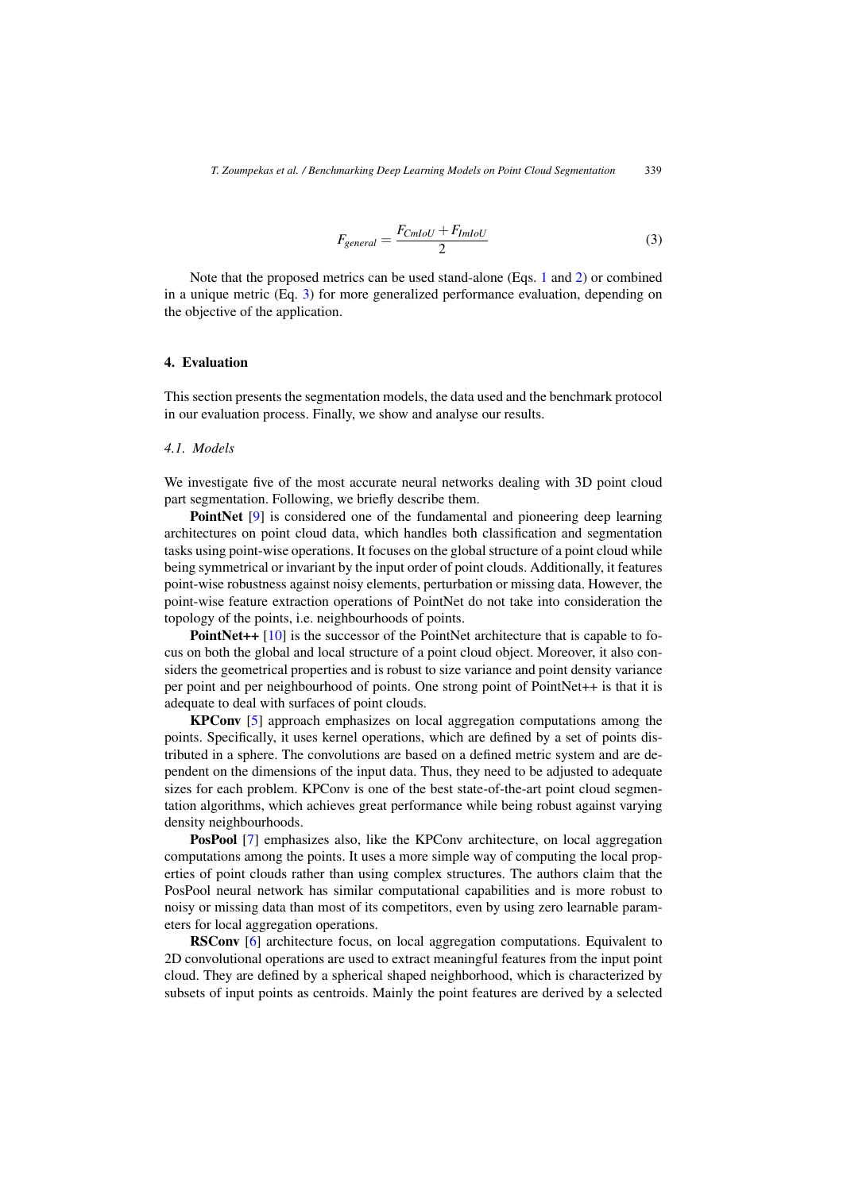$$F_{general} = \frac{F_{CmIoU} + F_{ImIoU}}{2} \tag{3}$$

Note that the proposed metrics can be used stand-alone (Eqs. 1 and 2) or combined in a unique metric (Eq. 3) for more generalized performance evaluation, depending on the objective of the application.

## 4. Evaluation

This section presents the segmentation models, the data used and the benchmark protocol in our evaluation process. Finally, we show and analyse our results.

### 4.1. Models

We investigate five of the most accurate neural networks dealing with 3D point cloud part segmentation. Following, we briefly describe them.

**PointNet** [9] is considered one of the fundamental and pioneering deep learning architectures on point cloud data, which handles both classification and segmentation tasks using point-wise operations. It focuses on the global structure of a point cloud while being symmetrical or invariant by the input order of point clouds. Additionally, it features point-wise robustness against noisy elements, perturbation or missing data. However, the point-wise feature extraction operations of PointNet do not take into consideration the topology of the points, i.e. neighbourhoods of points.

**PointNet++** [10] is the successor of the PointNet architecture that is capable to focus on both the global and local structure of a point cloud object. Moreover, it also considers the geometrical properties and is robust to size variance and point density variance per point and per neighbourhood of points. One strong point of PointNet++ is that it is adequate to deal with surfaces of point clouds.

**KPConv** [5] approach emphasizes on local aggregation computations among the points. Specifically, it uses kernel operations, which are defined by a set of points distributed in a sphere. The convolutions are based on a defined metric system and are dependent on the dimensions of the input data. Thus, they need to be adjusted to adequate sizes for each problem. KPConv is one of the best state-of-the-art point cloud segmentation algorithms, which achieves great performance while being robust against varying density neighbourhoods.

**PosPool** [7] emphasizes also, like the KPConv architecture, on local aggregation computations among the points. It uses a more simple way of computing the local properties of point clouds rather than using complex structures. The authors claim that the PosPool neural network has similar computational capabilities and is more robust to noisy or missing data than most of its competitors, even by using zero learnable parameters for local aggregation operations.

**RSConv** [6] architecture focus, on local aggregation computations. Equivalent to 2D convolutional operations are used to extract meaningful features from the input point cloud. They are defined by a spherical shaped neighborhood, which is characterized by subsets of input points as centroids. Mainly the point features are derived by a selected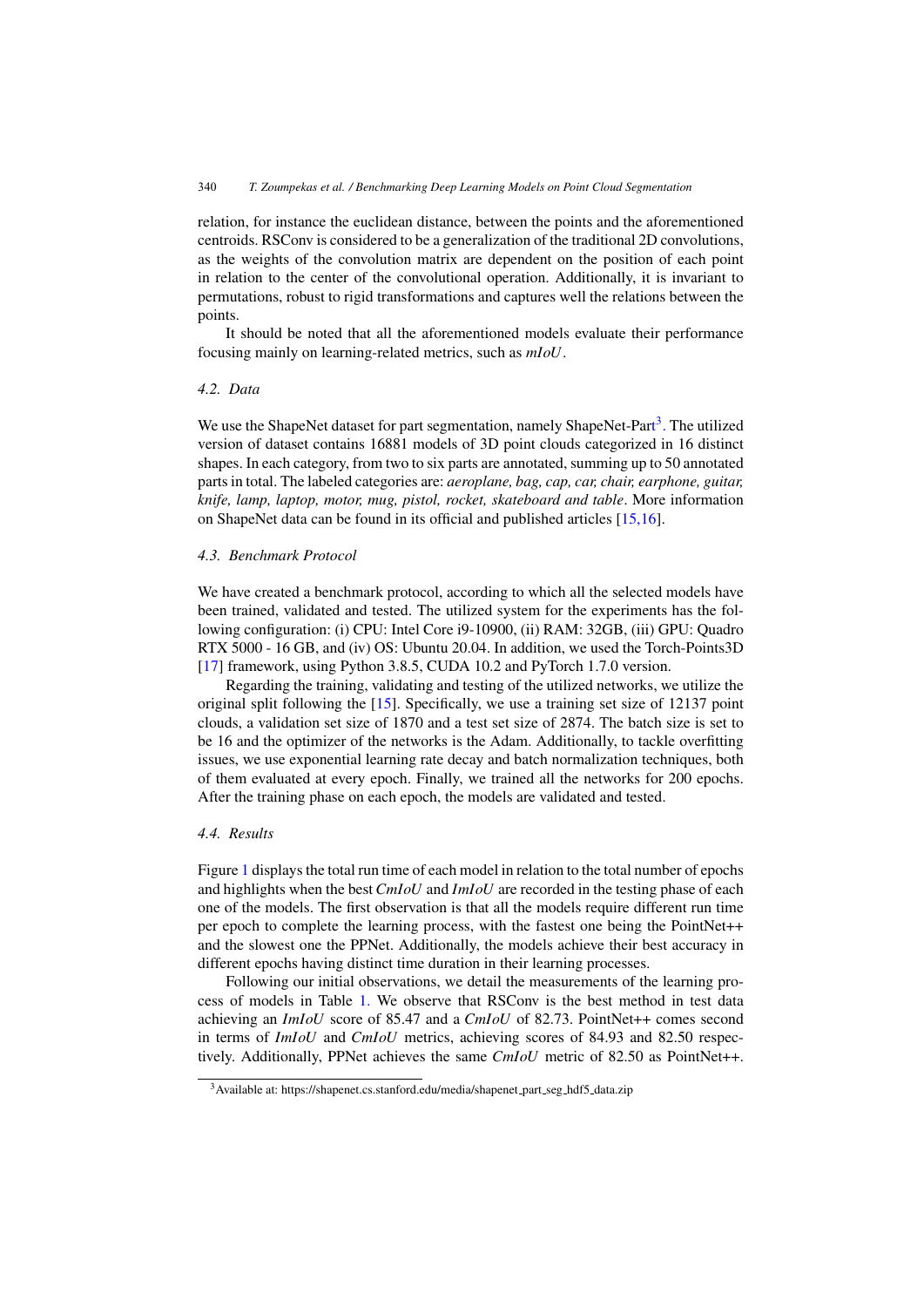relation, for instance the euclidean distance, between the points and the aforementioned centroids. RSConv is considered to be a generalization of the traditional 2D convolutions, as the weights of the convolution matrix are dependent on the position of each point in relation to the center of the convolutional operation. Additionally, it is invariant to permutations, robust to rigid transformations and captures well the relations between the points.

It should be noted that all the aforementioned models evaluate their performance focusing mainly on learning-related metrics, such as *mIoU*.

### 4.2. Data

We use the ShapeNet dataset for part segmentation, namely ShapeNet-Part[3]. The utilized version of dataset contains 16881 models of 3D point clouds categorized in 16 distinct shapes. In each category, from two to six parts are annotated, summing up to 50 annotated parts in total. The labeled categories are: *aeroplane, bag, cap, car, chair, earphone, guitar, knife, lamp, laptop, motor, mug, pistol, rocket, skateboard and table*. More information on ShapeNet data can be found in its official and published articles [15,16].

### 4.3. Benchmark Protocol

We have created a benchmark protocol, according to which all the selected models have been trained, validated and tested. The utilized system for the experiments has the following configuration: (i) CPU: Intel Core i9-10900, (ii) RAM: 32GB, (iii) GPU: Quadro RTX 5000 - 16 GB, and (iv) OS: Ubuntu 20.04. In addition, we used the Torch-Points3D [17] framework, using Python 3.8.5, CUDA 10.2 and PyTorch 1.7.0 version.

Regarding the training, validating and testing of the utilized networks, we utilize the original split following the [15]. Specifically, we use a training set size of 12137 point clouds, a validation set size of 1870 and a test set size of 2874. The batch size is set to be 16 and the optimizer of the networks is the Adam. Additionally, to tackle overfitting issues, we use exponential learning rate decay and batch normalization techniques, both of them evaluated at every epoch. Finally, we trained all the networks for 200 epochs. After the training phase on each epoch, the models are validated and tested.

### 4.4. Results

Figure 1 displays the total run time of each model in relation to the total number of epochs and highlights when the best *CmIoU* and *ImIoU* are recorded in the testing phase of each one of the models. The first observation is that all the models require different run time per epoch to complete the learning process, with the fastest one being the PointNet++ and the slowest one the PPNet. Additionally, the models achieve their best accuracy in different epochs having distinct time duration in their learning processes.

Following our initial observations, we detail the measurements of the learning process of models in Table 1. We observe that RSConv is the best method in test data achieving an *ImIoU* score of 85.47 and a *CmIoU* of 82.73. PointNet++ comes second in terms of *ImIoU* and *CmIoU* metrics, achieving scores of 84.93 and 82.50 respectively. Additionally, PPNet achieves the same *CmIoU* metric of 82.50 as PointNet++.

[3] Available at: https://shapenet.cs.stanford.edu/media/shapenet_part_seg_hdf5_data.zip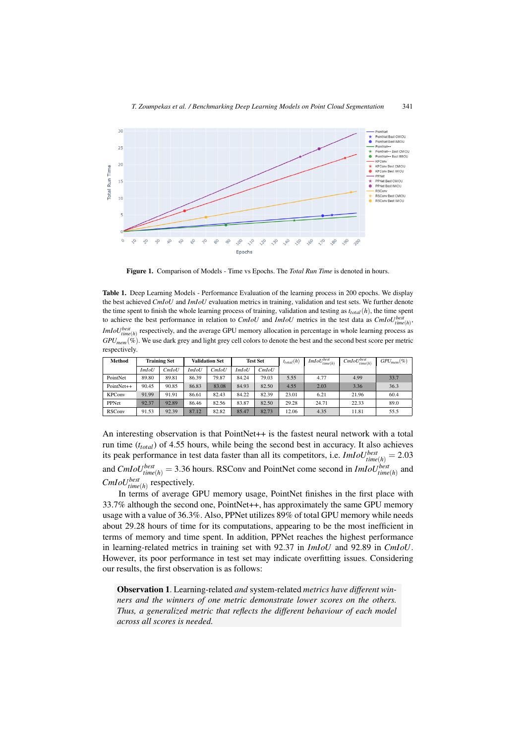**Figure 1.** Comparison of Models - Time vs Epochs. The *Total Run Time* is denoted in hours.

**Table 1.** Deep Learning Models - Performance Evaluation of the learning process in 200 epochs. We display the best achieved *CmIoU* and *ImIoU* evaluation metrics in training, validation and test sets. We further denote the time spent to finish the whole learning process of training, validation and testing as $t_{total}(h)$, the time spent to achieve the best performance in relation to *CmIoU* and *ImIoU* metrics in the test data as $CmIoU^{best}_{time(h)}$, $ImIoU^{best}_{time(h)}$ respectively, and the average GPU memory allocation in percentage in whole learning process as $GPU_{mem}(\%)$. We use dark grey and light grey cell colors to denote the best and the second best score per metric respectively.

| Method | Training Set | | Validation Set | | Test Set | | $t_{total}(h)$ | $ImIoU^{best}_{time(h)}$ | $CmIoU^{best}_{time(h)}$ | $GPU_{mem}(\%)$ |
|---|---|---|---|---|---|---|---|---|---|---|
| | *ImIoU* | *CmIoU* | *ImIoU* | *CmIoU* | *ImIoU* | *CmIoU* | | | | |
| PointNet | 89.80 | 89.81 | 86.39 | 79.87 | 84.24 | 79.03 | 5.55 | 4.77 | 4.99 | 33.7 |
| PointNet++ | 90.45 | 90.85 | 86.83 | 83.08 | 84.93 | 82.50 | 4.55 | 2.03 | 3.36 | 36.3 |
| KPConv | 91.99 | 91.91 | 86.61 | 82.43 | 84.22 | 82.39 | 23.01 | 6.21 | 21.96 | 60.4 |
| PPNet | 92.37 | 92.89 | 86.46 | 82.56 | 83.87 | 82.50 | 29.28 | 24.71 | 22.33 | 89.0 |
| RSConv | 91.53 | 92.39 | 87.12 | 82.82 | 85.47 | 82.73 | 12.06 | 4.35 | 11.81 | 55.5 |

An interesting observation is that PointNet++ is the fastest neural network with a total run time ($t_{total}$) of 4.55 hours, while being the second best in accuracy. It also achieves its peak performance in test data faster than all its competitors, i.e. $ImIoU^{best}_{time(h)} = 2.03$ and $CmIoU^{best}_{time(h)} = 3.36$ hours. RSConv and PointNet come second in $ImIoU^{best}_{time(h)}$ and $CmIoU^{best}_{time(h)}$ respectively.

In terms of average GPU memory usage, PointNet finishes in the first place with 33.7% although the second one, PointNet++, has approximately the same GPU memory usage with a value of 36.3%. Also, PPNet utilizes 89% of total GPU memory while needs about 29.28 hours of time for its computations, appearing to be the most inefficient in terms of memory and time spent. In addition, PPNet reaches the highest performance in learning-related metrics in training set with 92.37 in *ImIoU* and 92.89 in *CmIoU*. However, its poor performance in test set may indicate overfitting issues. Considering our results, the first observation is as follows:

> **Observation 1**. Learning-related *and* system-related *metrics have different winners and the winners of one metric demonstrate lower scores on the others. Thus, a generalized metric that reflects the different behaviour of each model across all scores is needed.*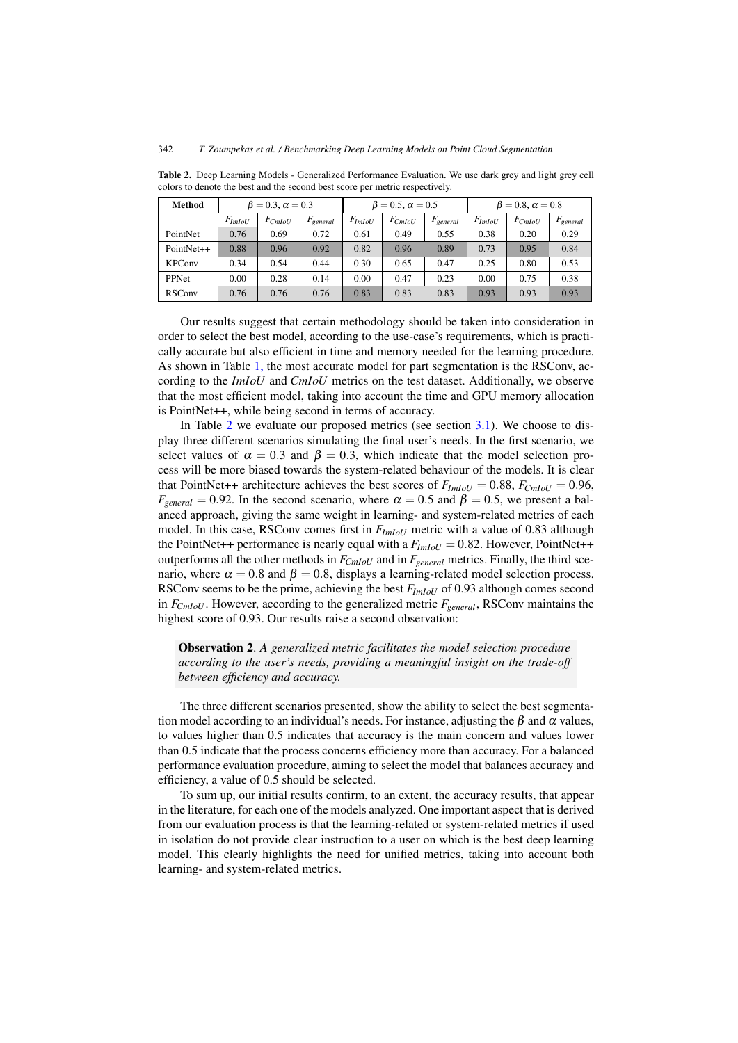**Table 2.** Deep Learning Models - Generalized Performance Evaluation. We use dark grey and light grey cell colors to denote the best and the second best score per metric respectively.

| Method | $\beta = 0.3$, $\alpha = 0.3$ | | | $\beta = 0.5$, $\alpha = 0.5$ | | | $\beta = 0.8$, $\alpha = 0.8$ | | |
|---|---|---|---|---|---|---|---|---|---|
| | $F_{ImIoU}$ | $F_{CmIoU}$ | $F_{general}$ | $F_{ImIoU}$ | $F_{CmIoU}$ | $F_{general}$ | $F_{ImIoU}$ | $F_{CmIoU}$ | $F_{general}$ |
| PointNet | 0.76 | 0.69 | 0.72 | 0.61 | 0.49 | 0.55 | 0.38 | 0.20 | 0.29 |
| PointNet++ | 0.88 | 0.96 | 0.92 | 0.82 | 0.96 | 0.89 | 0.73 | 0.95 | 0.84 |
| KPConv | 0.34 | 0.54 | 0.44 | 0.30 | 0.65 | 0.47 | 0.25 | 0.80 | 0.53 |
| PPNet | 0.00 | 0.28 | 0.14 | 0.00 | 0.47 | 0.23 | 0.00 | 0.75 | 0.38 |
| RSConv | 0.76 | 0.76 | 0.76 | 0.83 | 0.83 | 0.83 | 0.93 | 0.93 | 0.93 |

Our results suggest that certain methodology should be taken into consideration in order to select the best model, according to the use-case's requirements, which is practically accurate but also efficient in time and memory needed for the learning procedure. As shown in Table 1, the most accurate model for part segmentation is the RSConv, according to the *ImIoU* and *CmIoU* metrics on the test dataset. Additionally, we observe that the most efficient model, taking into account the time and GPU memory allocation is PointNet++, while being second in terms of accuracy.

In Table 2 we evaluate our proposed metrics (see section 3.1). We choose to display three different scenarios simulating the final user's needs. In the first scenario, we select values of $\alpha = 0.3$ and $\beta = 0.3$, which indicate that the model selection process will be more biased towards the system-related behaviour of the models. It is clear that PointNet++ architecture achieves the best scores of $F_{ImIoU} = 0.88$, $F_{CmIoU} = 0.96$, $F_{general} = 0.92$. In the second scenario, where $\alpha = 0.5$ and $\beta = 0.5$, we present a balanced approach, giving the same weight in learning- and system-related metrics of each model. In this case, RSConv comes first in $F_{ImIoU}$ metric with a value of 0.83 although the PointNet++ performance is nearly equal with a $F_{ImIoU} = 0.82$. However, PointNet++ outperforms all the other methods in $F_{CmIoU}$ and in $F_{general}$ metrics. Finally, the third scenario, where $\alpha = 0.8$ and $\beta = 0.8$, displays a learning-related model selection process. RSConv seems to be the prime, achieving the best $F_{ImIoU}$ of 0.93 although comes second in $F_{CmIoU}$. However, according to the generalized metric $F_{general}$, RSConv maintains the highest score of 0.93. Our results raise a second observation:

> **Observation 2**. *A generalized metric facilitates the model selection procedure according to the user's needs, providing a meaningful insight on the trade-off between efficiency and accuracy.*

The three different scenarios presented, show the ability to select the best segmentation model according to an individual's needs. For instance, adjusting the $\beta$ and $\alpha$ values, to values higher than 0.5 indicates that accuracy is the main concern and values lower than 0.5 indicate that the process concerns efficiency more than accuracy. For a balanced performance evaluation procedure, aiming to select the model that balances accuracy and efficiency, a value of 0.5 should be selected.

To sum up, our initial results confirm, to an extent, the accuracy results, that appear in the literature, for each one of the models analyzed. One important aspect that is derived from our evaluation process is that the learning-related or system-related metrics if used in isolation do not provide clear instruction to a user on which is the best deep learning model. This clearly highlights the need for unified metrics, taking into account both learning- and system-related metrics.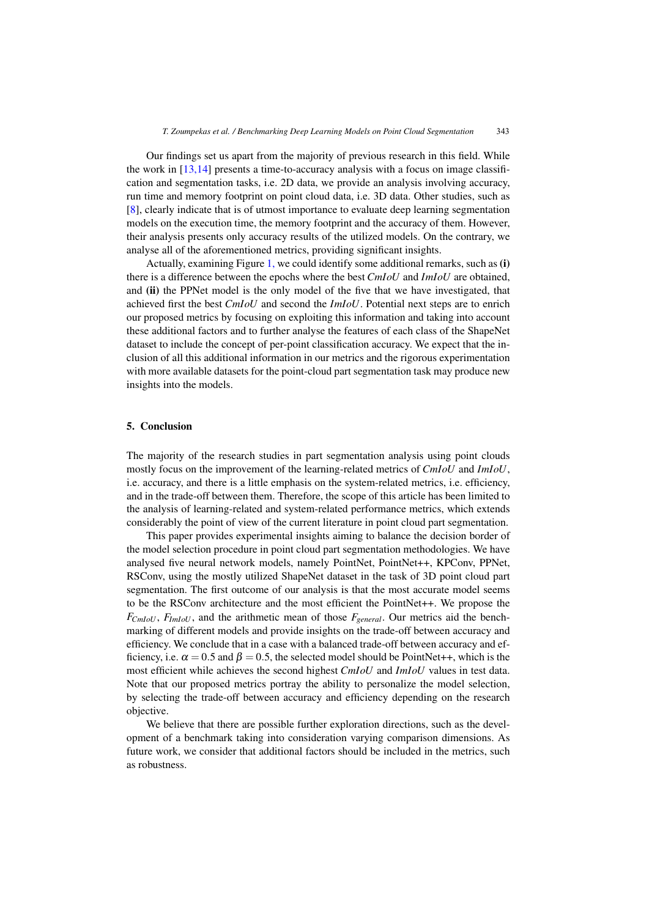Our findings set us apart from the majority of previous research in this field. While the work in [13,14] presents a time-to-accuracy analysis with a focus on image classification and segmentation tasks, i.e. 2D data, we provide an analysis involving accuracy, run time and memory footprint on point cloud data, i.e. 3D data. Other studies, such as [8], clearly indicate that is of utmost importance to evaluate deep learning segmentation models on the execution time, the memory footprint and the accuracy of them. However, their analysis presents only accuracy results of the utilized models. On the contrary, we analyse all of the aforementioned metrics, providing significant insights.

Actually, examining Figure 1, we could identify some additional remarks, such as **(i)** there is a difference between the epochs where the best $CmIoU$ and $ImIoU$ are obtained, and **(ii)** the PPNet model is the only model of the five that we have investigated, that achieved first the best $CmIoU$ and second the $ImIoU$. Potential next steps are to enrich our proposed metrics by focusing on exploiting this information and taking into account these additional factors and to further analyse the features of each class of the ShapeNet dataset to include the concept of per-point classification accuracy. We expect that the inclusion of all this additional information in our metrics and the rigorous experimentation with more available datasets for the point-cloud part segmentation task may produce new insights into the models.

## 5. Conclusion

The majority of the research studies in part segmentation analysis using point clouds mostly focus on the improvement of the learning-related metrics of $CmIoU$ and $ImIoU$, i.e. accuracy, and there is a little emphasis on the system-related metrics, i.e. efficiency, and in the trade-off between them. Therefore, the scope of this article has been limited to the analysis of learning-related and system-related performance metrics, which extends considerably the point of view of the current literature in point cloud part segmentation.

This paper provides experimental insights aiming to balance the decision border of the model selection procedure in point cloud part segmentation methodologies. We have analysed five neural network models, namely PointNet, PointNet++, KPConv, PPNet, RSConv, using the mostly utilized ShapeNet dataset in the task of 3D point cloud part segmentation. The first outcome of our analysis is that the most accurate model seems to be the RSConv architecture and the most efficient the PointNet++. We propose the $F_{CmIoU}$, $F_{ImIoU}$, and the arithmetic mean of those $F_{general}$. Our metrics aid the benchmarking of different models and provide insights on the trade-off between accuracy and efficiency. We conclude that in a case with a balanced trade-off between accuracy and efficiency, i.e. $\alpha = 0.5$ and $\beta = 0.5$, the selected model should be PointNet++, which is the most efficient while achieves the second highest $CmIoU$ and $ImIoU$ values in test data. Note that our proposed metrics portray the ability to personalize the model selection, by selecting the trade-off between accuracy and efficiency depending on the research objective.

We believe that there are possible further exploration directions, such as the development of a benchmark taking into consideration varying comparison dimensions. As future work, we consider that additional factors should be included in the metrics, such as robustness.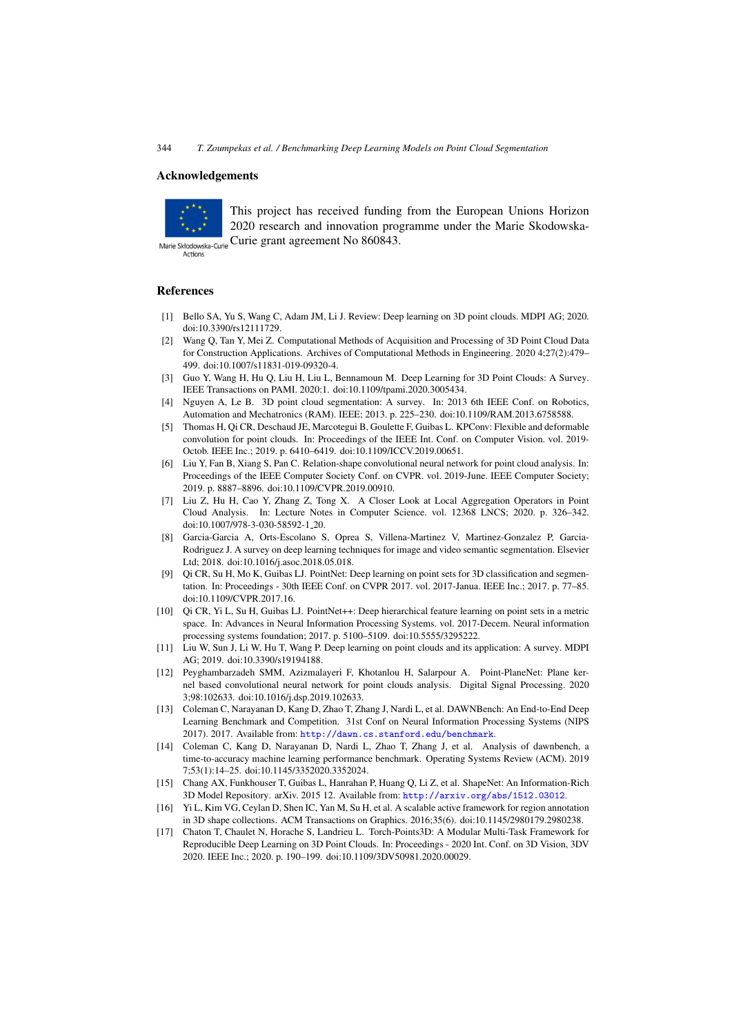## Acknowledgements

This project has received funding from the European Unions Horizon 2020 research and innovation programme under the Marie Skodowska-Curie grant agreement No 860843.

Marie Skłodowska-Curie Actions

## References

[1] Bello SA, Yu S, Wang C, Adam JM, Li J. Review: Deep learning on 3D point clouds. MDPI AG; 2020. doi:10.3390/rs12111729.

[2] Wang Q, Tan Y, Mei Z. Computational Methods of Acquisition and Processing of 3D Point Cloud Data for Construction Applications. Archives of Computational Methods in Engineering. 2020 4;27(2):479–499. doi:10.1007/s11831-019-09320-4.

[3] Guo Y, Wang H, Hu Q, Liu H, Liu L, Bennamoun M. Deep Learning for 3D Point Clouds: A Survey. IEEE Transactions on PAMI. 2020:1. doi:10.1109/tpami.2020.3005434.

[4] Nguyen A, Le B. 3D point cloud segmentation: A survey. In: 2013 6th IEEE Conf. on Robotics, Automation and Mechatronics (RAM). IEEE; 2013. p. 225–230. doi:10.1109/RAM.2013.6758588.

[5] Thomas H, Qi CR, Deschaud JE, Marcotegui B, Goulette F, Guibas L. KPConv: Flexible and deformable convolution for point clouds. In: Proceedings of the IEEE Int. Conf. on Computer Vision. vol. 2019-Octob. IEEE Inc.; 2019. p. 6410–6419. doi:10.1109/ICCV.2019.00651.

[6] Liu Y, Fan B, Xiang S, Pan C. Relation-shape convolutional neural network for point cloud analysis. In: Proceedings of the IEEE Computer Society Conf. on CVPR. vol. 2019-June. IEEE Computer Society; 2019. p. 8887–8896. doi:10.1109/CVPR.2019.00910.

[7] Liu Z, Hu H, Cao Y, Zhang Z, Tong X. A Closer Look at Local Aggregation Operators in Point Cloud Analysis. In: Lecture Notes in Computer Science. vol. 12368 LNCS; 2020. p. 326–342. doi:10.1007/978-3-030-58592-1_20.

[8] Garcia-Garcia A, Orts-Escolano S, Oprea S, Villena-Martinez V, Martinez-Gonzalez P, Garcia-Rodriguez J. A survey on deep learning techniques for image and video semantic segmentation. Elsevier Ltd; 2018. doi:10.1016/j.asoc.2018.05.018.

[9] Qi CR, Su H, Mo K, Guibas LJ. PointNet: Deep learning on point sets for 3D classification and segmentation. In: Proceedings - 30th IEEE Conf. on CVPR 2017. vol. 2017-Janua. IEEE Inc.; 2017. p. 77–85. doi:10.1109/CVPR.2017.16.

[10] Qi CR, Yi L, Su H, Guibas LJ. PointNet++: Deep hierarchical feature learning on point sets in a metric space. In: Advances in Neural Information Processing Systems. vol. 2017-Decem. Neural information processing systems foundation; 2017. p. 5100–5109. doi:10.5555/3295222.

[11] Liu W, Sun J, Li W, Hu T, Wang P. Deep learning on point clouds and its application: A survey. MDPI AG; 2019. doi:10.3390/s19194188.

[12] Peyghambarzadeh SMM, Azizmalayeri F, Khotanlou H, Salarpour A. Point-PlaneNet: Plane kernel based convolutional neural network for point clouds analysis. Digital Signal Processing. 2020 3;98:102633. doi:10.1016/j.dsp.2019.102633.

[13] Coleman C, Narayanan D, Kang D, Zhao T, Zhang J, Nardi L, et al. DAWNBench: An End-to-End Deep Learning Benchmark and Competition. 31st Conf on Neural Information Processing Systems (NIPS 2017). 2017. Available from: http://dawn.cs.stanford.edu/benchmark.

[14] Coleman C, Kang D, Narayanan D, Nardi L, Zhao T, Zhang J, et al. Analysis of dawnbench, a time-to-accuracy machine learning performance benchmark. Operating Systems Review (ACM). 2019 7;53(1):14–25. doi:10.1145/3352020.3352024.

[15] Chang AX, Funkhouser T, Guibas L, Hanrahan P, Huang Q, Li Z, et al. ShapeNet: An Information-Rich 3D Model Repository. arXiv. 2015 12. Available from: http://arxiv.org/abs/1512.03012.

[16] Yi L, Kim VG, Ceylan D, Shen IC, Yan M, Su H, et al. A scalable active framework for region annotation in 3D shape collections. ACM Transactions on Graphics. 2016;35(6). doi:10.1145/2980179.2980238.

[17] Chaton T, Chaulet N, Horache S, Landrieu L. Torch-Points3D: A Modular Multi-Task Framework for Reproducible Deep Learning on 3D Point Clouds. In: Proceedings - 2020 Int. Conf. on 3D Vision, 3DV 2020. IEEE Inc.; 2020. p. 190–199. doi:10.1109/3DV50981.2020.00029.